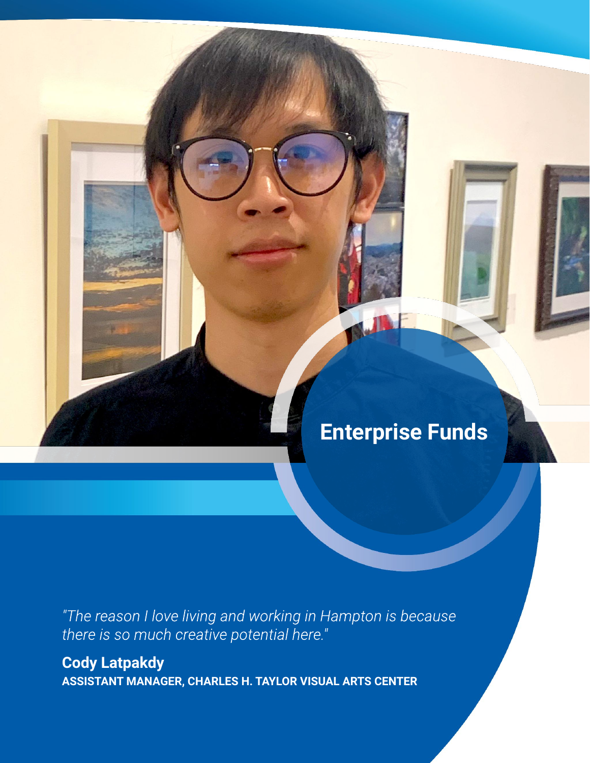# Enterprise Funds

*"The reason I love living and working in Hampton is because there is so much creative potential here."*

**Cody Latpakdy**
**ASSISTANT MANAGER, CHARLES H. TAYLOR VISUAL ARTS CENTER**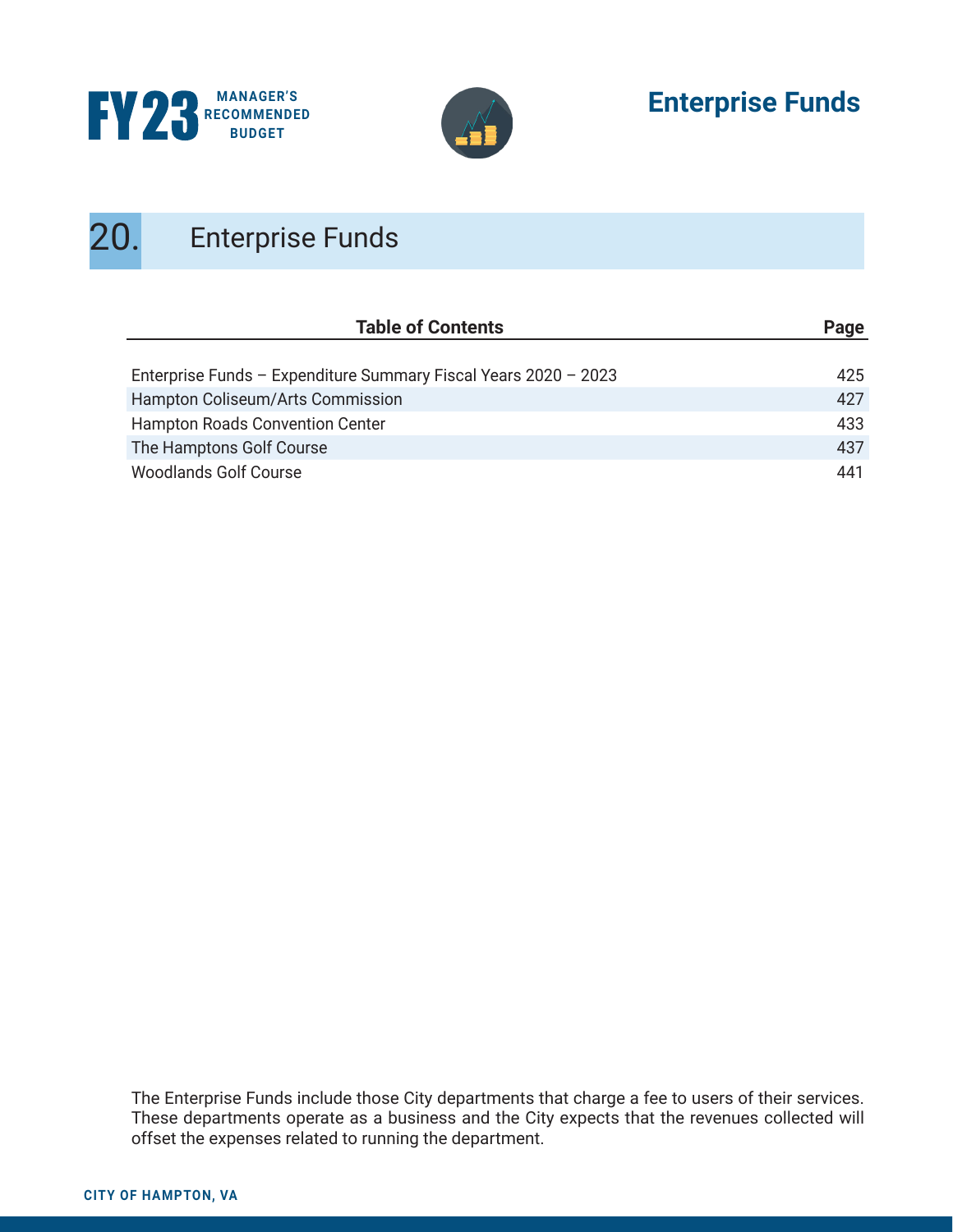# 20. Enterprise Funds

| Table of Contents | Page |
| --- | --- |
| Enterprise Funds – Expenditure Summary Fiscal Years 2020 – 2023 | 425 |
| Hampton Coliseum/Arts Commission | 427 |
| Hampton Roads Convention Center | 433 |
| The Hamptons Golf Course | 437 |
| Woodlands Golf Course | 441 |

The Enterprise Funds include those City departments that charge a fee to users of their services. These departments operate as a business and the City expects that the revenues collected will offset the expenses related to running the department.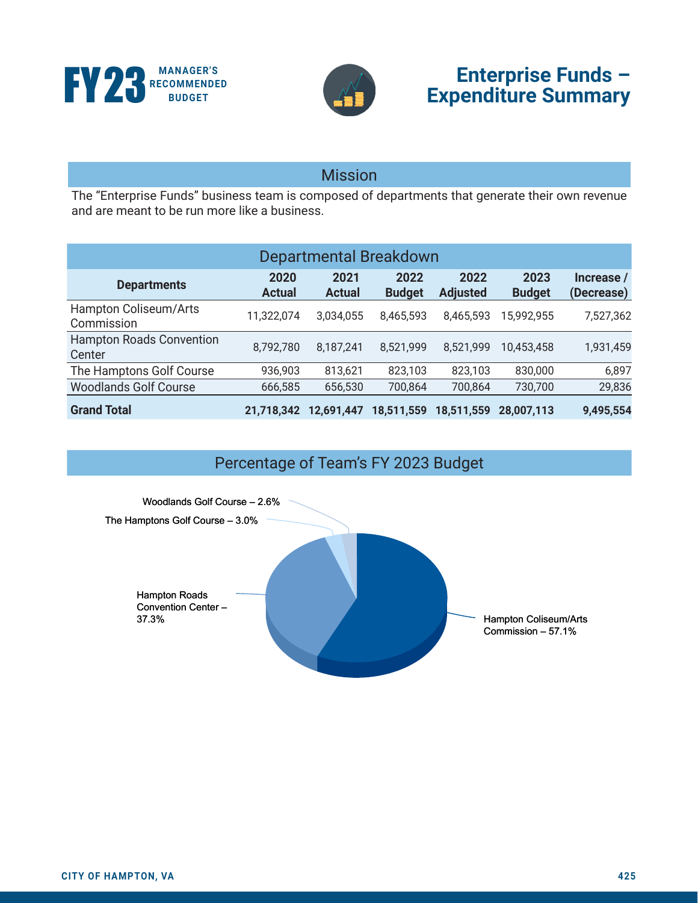# Enterprise Funds – Expenditure Summary

## Mission

The "Enterprise Funds" business team is composed of departments that generate their own revenue and are meant to be run more like a business.

## Departmental Breakdown

| Departments | 2020 Actual | 2021 Actual | 2022 Budget | 2022 Adjusted | 2023 Budget | Increase / (Decrease) |
|---|---|---|---|---|---|---|
| Hampton Coliseum/Arts Commission | 11,322,074 | 3,034,055 | 8,465,593 | 8,465,593 | 15,992,955 | 7,527,362 |
| Hampton Roads Convention Center | 8,792,780 | 8,187,241 | 8,521,999 | 8,521,999 | 10,453,458 | 1,931,459 |
| The Hamptons Golf Course | 936,903 | 813,621 | 823,103 | 823,103 | 830,000 | 6,897 |
| Woodlands Golf Course | 666,585 | 656,530 | 700,864 | 700,864 | 730,700 | 29,836 |
| **Grand Total** | **21,718,342** | **12,691,447** | **18,511,559** | **18,511,559** | **28,007,113** | **9,495,554** |

## Percentage of Team's FY 2023 Budget

- Woodlands Golf Course – 2.6%
- The Hamptons Golf Course – 3.0%
- Hampton Roads Convention Center – 37.3%
- Hampton Coliseum/Arts Commission – 57.1%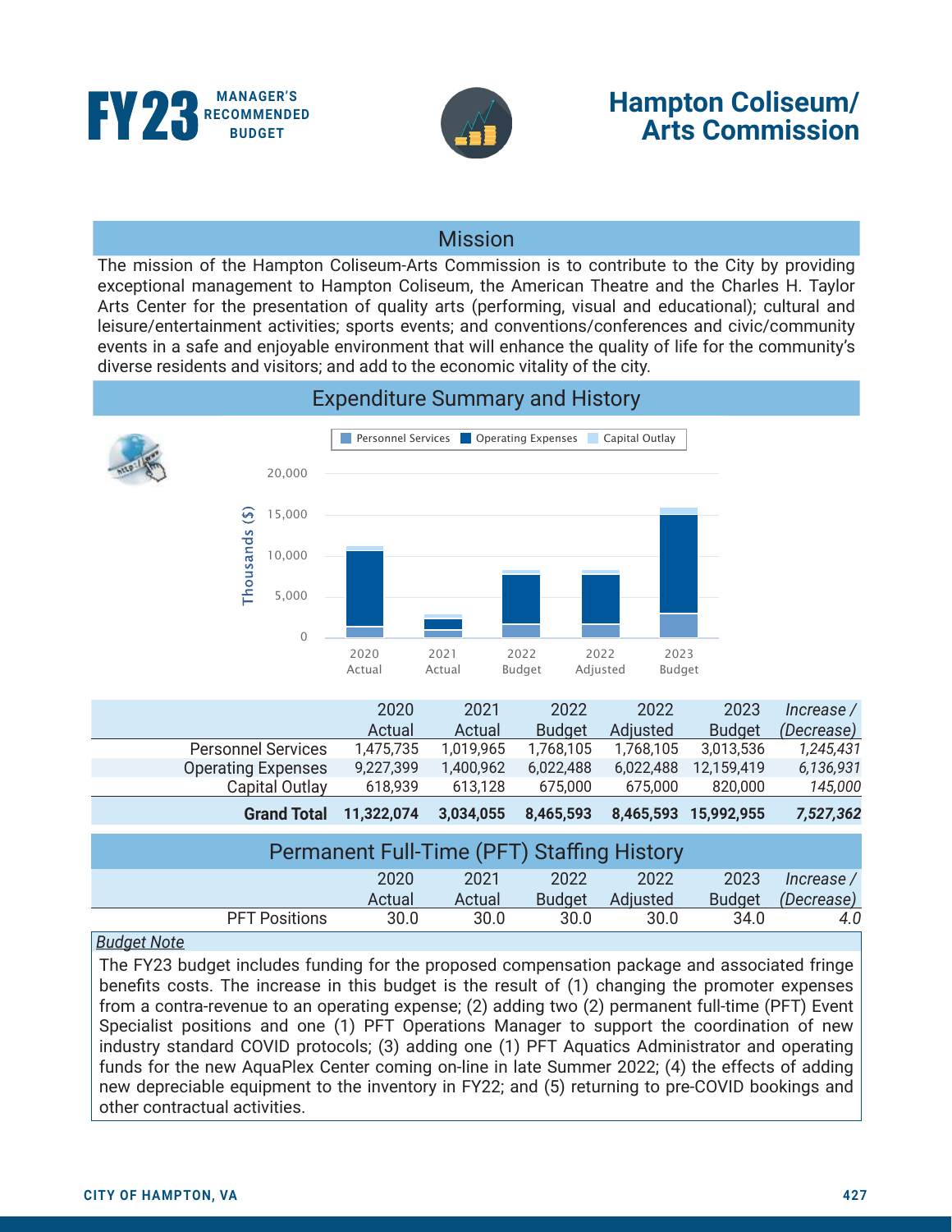# FY23 MANAGER'S RECOMMENDED BUDGET

# Hampton Coliseum/ Arts Commission

## Mission

The mission of the Hampton Coliseum-Arts Commission is to contribute to the City by providing exceptional management to Hampton Coliseum, the American Theatre and the Charles H. Taylor Arts Center for the presentation of quality arts (performing, visual and educational); cultural and leisure/entertainment activities; sports events; and conventions/conferences and civic/community events in a safe and enjoyable environment that will enhance the quality of life for the community's diverse residents and visitors; and add to the economic vitality of the city.

## Expenditure Summary and History

| | 2020 Actual | 2021 Actual | 2022 Budget | 2022 Adjusted | 2023 Budget | *Increase / (Decrease)* |
|---|---|---|---|---|---|---|
| Personnel Services | 1,475,735 | 1,019,965 | 1,768,105 | 1,768,105 | 3,013,536 | *1,245,431* |
| Operating Expenses | 9,227,399 | 1,400,962 | 6,022,488 | 6,022,488 | 12,159,419 | *6,136,931* |
| Capital Outlay | 618,939 | 613,128 | 675,000 | 675,000 | 820,000 | *145,000* |
| **Grand Total** | **11,322,074** | **3,034,055** | **8,465,593** | **8,465,593** | **15,992,955** | ***7,527,362*** |

## Permanent Full-Time (PFT) Staffing History

| | 2020 Actual | 2021 Actual | 2022 Budget | 2022 Adjusted | 2023 Budget | *Increase / (Decrease)* |
|---|---|---|---|---|---|---|
| PFT Positions | 30.0 | 30.0 | 30.0 | 30.0 | 34.0 | *4.0* |

*Budget Note*

The FY23 budget includes funding for the proposed compensation package and associated fringe benefits costs. The increase in this budget is the result of (1) changing the promoter expenses from a contra-revenue to an operating expense; (2) adding two (2) permanent full-time (PFT) Event Specialist positions and one (1) PFT Operations Manager to support the coordination of new industry standard COVID protocols; (3) adding one (1) PFT Aquatics Administrator and operating funds for the new AquaPlex Center coming on-line in late Summer 2022; (4) the effects of adding new depreciable equipment to the inventory in FY22; and (5) returning to pre-COVID bookings and other contractual activities.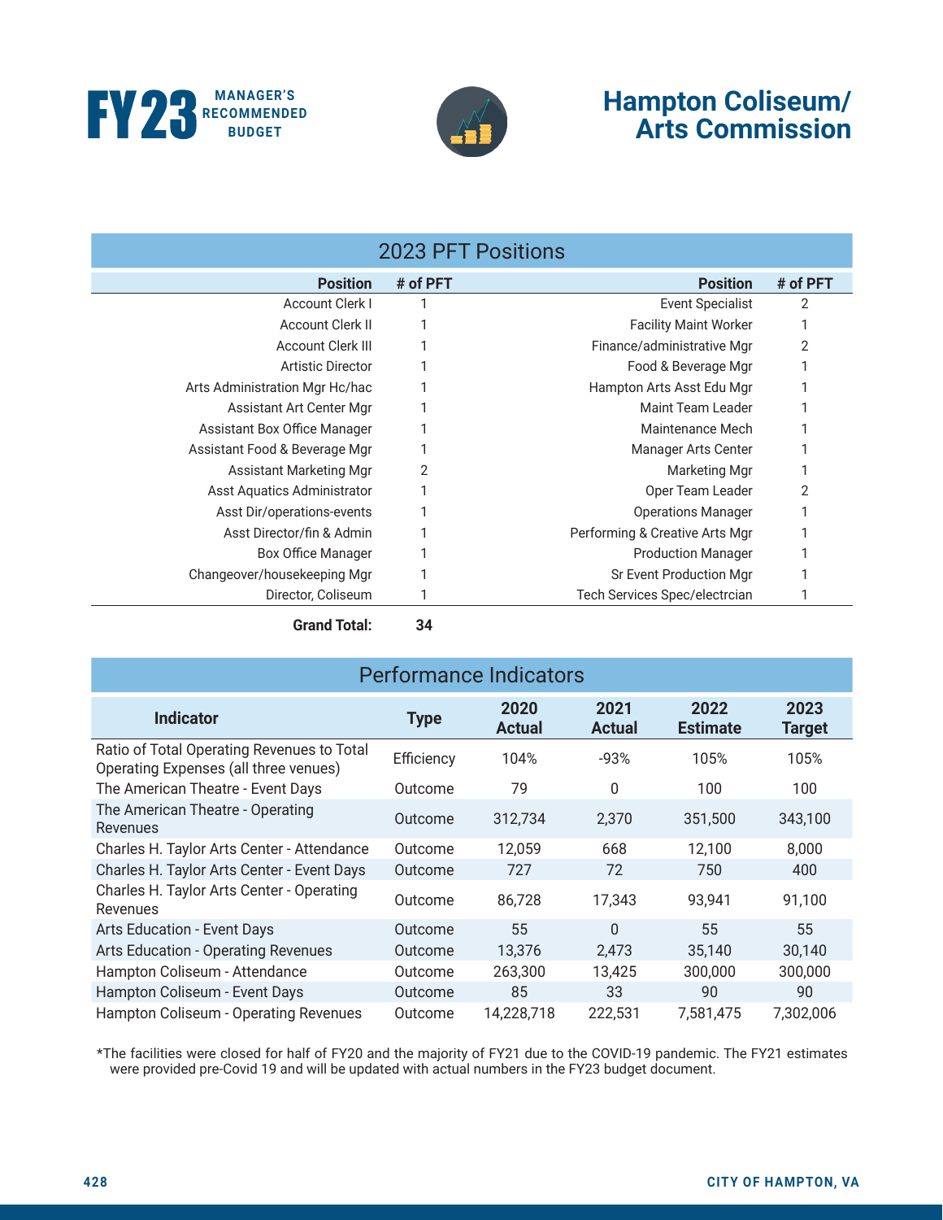# Hampton Coliseum/ Arts Commission

## 2023 PFT Positions

| Position | # of PFT | Position | # of PFT |
|---|---|---|---|
| Account Clerk I | 1 | Event Specialist | 2 |
| Account Clerk II | 1 | Facility Maint Worker | 1 |
| Account Clerk III | 1 | Finance/administrative Mgr | 2 |
| Artistic Director | 1 | Food & Beverage Mgr | 1 |
| Arts Administration Mgr Hc/hac | 1 | Hampton Arts Asst Edu Mgr | 1 |
| Assistant Art Center Mgr | 1 | Maint Team Leader | 1 |
| Assistant Box Office Manager | 1 | Maintenance Mech | 1 |
| Assistant Food & Beverage Mgr | 1 | Manager Arts Center | 1 |
| Assistant Marketing Mgr | 2 | Marketing Mgr | 1 |
| Asst Aquatics Administrator | 1 | Oper Team Leader | 2 |
| Asst Dir/operations-events | 1 | Operations Manager | 1 |
| Asst Director/fin & Admin | 1 | Performing & Creative Arts Mgr | 1 |
| Box Office Manager | 1 | Production Manager | 1 |
| Changeover/housekeeping Mgr | 1 | Sr Event Production Mgr | 1 |
| Director, Coliseum | 1 | Tech Services Spec/electrcian | 1 |
| **Grand Total:** | **34** | | |

## Performance Indicators

| Indicator | Type | 2020 Actual | 2021 Actual | 2022 Estimate | 2023 Target |
|---|---|---|---|---|---|
| Ratio of Total Operating Revenues to Total Operating Expenses (all three venues) | Efficiency | 104% | -93% | 105% | 105% |
| The American Theatre - Event Days | Outcome | 79 | 0 | 100 | 100 |
| The American Theatre - Operating Revenues | Outcome | 312,734 | 2,370 | 351,500 | 343,100 |
| Charles H. Taylor Arts Center - Attendance | Outcome | 12,059 | 668 | 12,100 | 8,000 |
| Charles H. Taylor Arts Center - Event Days | Outcome | 727 | 72 | 750 | 400 |
| Charles H. Taylor Arts Center - Operating Revenues | Outcome | 86,728 | 17,343 | 93,941 | 91,100 |
| Arts Education - Event Days | Outcome | 55 | 0 | 55 | 55 |
| Arts Education - Operating Revenues | Outcome | 13,376 | 2,473 | 35,140 | 30,140 |
| Hampton Coliseum - Attendance | Outcome | 263,300 | 13,425 | 300,000 | 300,000 |
| Hampton Coliseum - Event Days | Outcome | 85 | 33 | 90 | 90 |
| Hampton Coliseum - Operating Revenues | Outcome | 14,228,718 | 222,531 | 7,581,475 | 7,302,006 |

*The facilities were closed for half of FY20 and the majority of FY21 due to the COVID-19 pandemic. The FY21 estimates were provided pre-Covid 19 and will be updated with actual numbers in the FY23 budget document.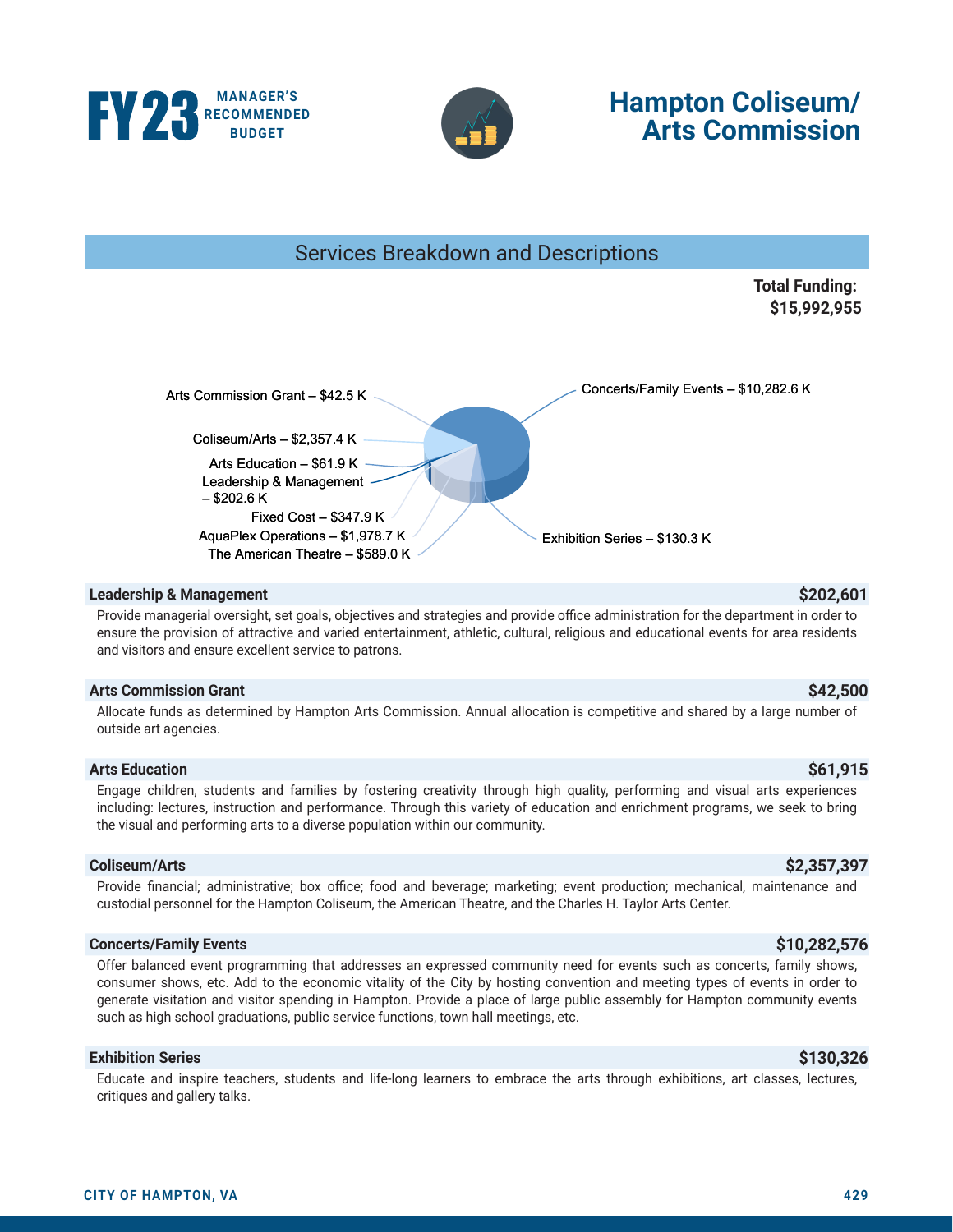# FY23 MANAGER'S RECOMMENDED BUDGET

# Hampton Coliseum/ Arts Commission

## Services Breakdown and Descriptions

**Total Funding: $15,992,955**

Arts Commission Grant – $42.5 K
Coliseum/Arts – $2,357.4 K
Arts Education – $61.9 K
Leadership & Management – $202.6 K
Fixed Cost – $347.9 K
AquaPlex Operations – $1,978.7 K
The American Theatre – $589.0 K
Concerts/Family Events – $10,282.6 K
Exhibition Series – $130.3 K

### Leadership & Management — $202,601

Provide managerial oversight, set goals, objectives and strategies and provide office administration for the department in order to ensure the provision of attractive and varied entertainment, athletic, cultural, religious and educational events for area residents and visitors and ensure excellent service to patrons.

### Arts Commission Grant — $42,500

Allocate funds as determined by Hampton Arts Commission. Annual allocation is competitive and shared by a large number of outside art agencies.

### Arts Education — $61,915

Engage children, students and families by fostering creativity through high quality, performing and visual arts experiences including: lectures, instruction and performance. Through this variety of education and enrichment programs, we seek to bring the visual and performing arts to a diverse population within our community.

### Coliseum/Arts — $2,357,397

Provide financial; administrative; box office; food and beverage; marketing; event production; mechanical, maintenance and custodial personnel for the Hampton Coliseum, the American Theatre, and the Charles H. Taylor Arts Center.

### Concerts/Family Events — $10,282,576

Offer balanced event programming that addresses an expressed community need for events such as concerts, family shows, consumer shows, etc. Add to the economic vitality of the City by hosting convention and meeting types of events in order to generate visitation and visitor spending in Hampton. Provide a place of large public assembly for Hampton community events such as high school graduations, public service functions, town hall meetings, etc.

### Exhibition Series — $130,326

Educate and inspire teachers, students and life-long learners to embrace the arts through exhibitions, art classes, lectures, critiques and gallery talks.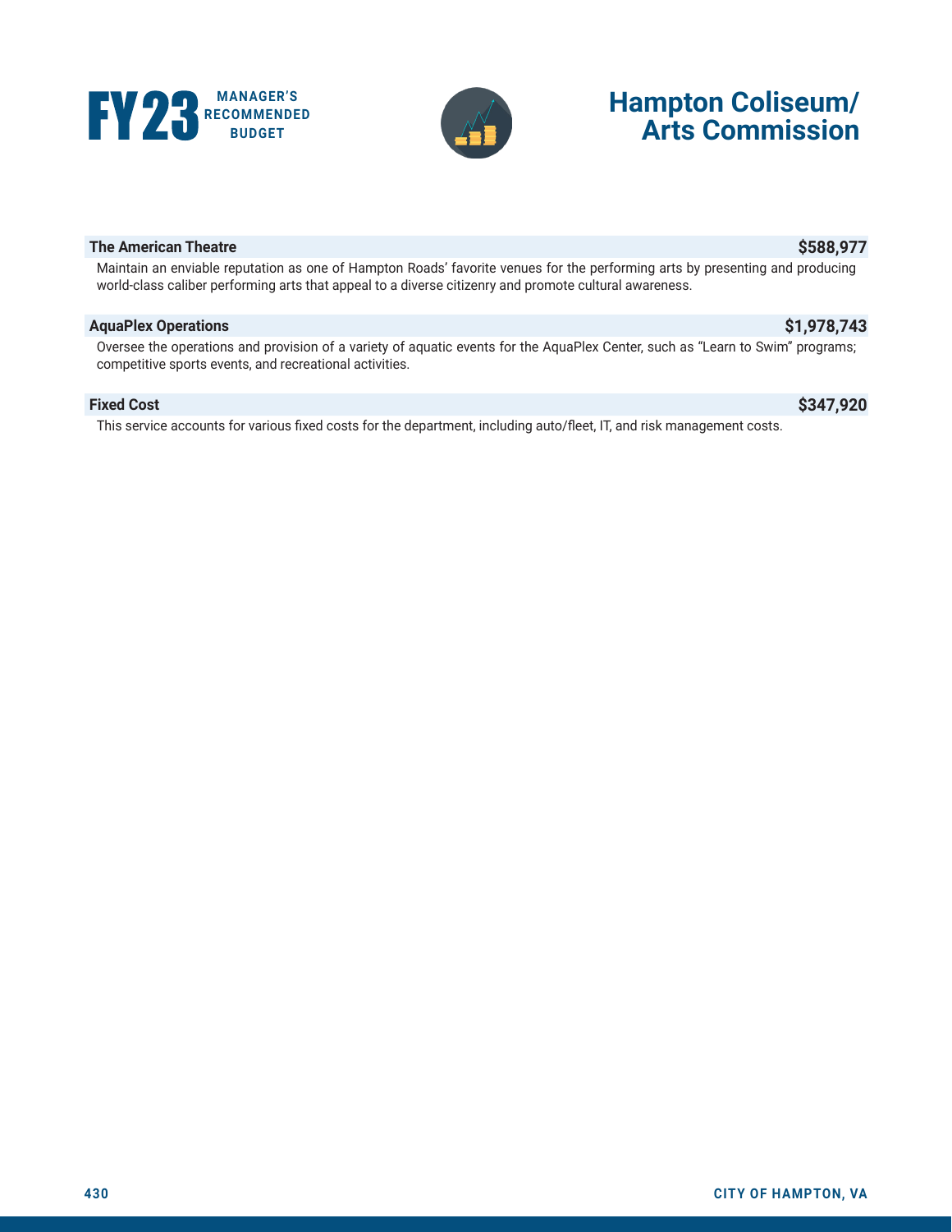# Hampton Coliseum/ Arts Commission

**The American Theatre** **$588,977**

Maintain an enviable reputation as one of Hampton Roads' favorite venues for the performing arts by presenting and producing world-class caliber performing arts that appeal to a diverse citizenry and promote cultural awareness.

**AquaPlex Operations** **$1,978,743**

Oversee the operations and provision of a variety of aquatic events for the AquaPlex Center, such as "Learn to Swim" programs; competitive sports events, and recreational activities.

**Fixed Cost** **$347,920**

This service accounts for various fixed costs for the department, including auto/fleet, IT, and risk management costs.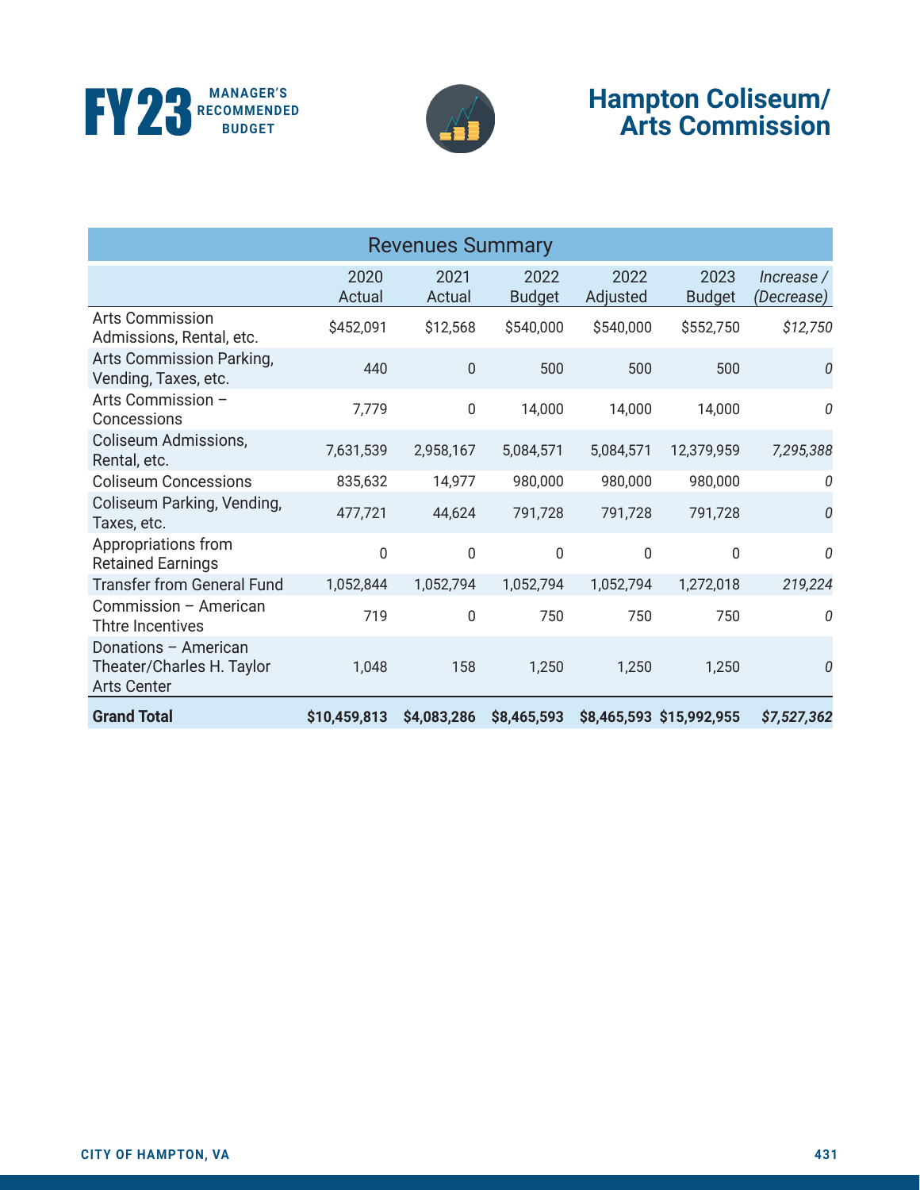# Hampton Coliseum/ Arts Commission

| Revenues Summary | | | | | | |
|---|---|---|---|---|---|---|
| | 2020 Actual | 2021 Actual | 2022 Budget | 2022 Adjusted | 2023 Budget | *Increase / (Decrease)* |
| Arts Commission Admissions, Rental, etc. | $452,091 | $12,568 | $540,000 | $540,000 | $552,750 | *$12,750* |
| Arts Commission Parking, Vending, Taxes, etc. | 440 | 0 | 500 | 500 | 500 | *0* |
| Arts Commission – Concessions | 7,779 | 0 | 14,000 | 14,000 | 14,000 | *0* |
| Coliseum Admissions, Rental, etc. | 7,631,539 | 2,958,167 | 5,084,571 | 5,084,571 | 12,379,959 | *7,295,388* |
| Coliseum Concessions | 835,632 | 14,977 | 980,000 | 980,000 | 980,000 | *0* |
| Coliseum Parking, Vending, Taxes, etc. | 477,721 | 44,624 | 791,728 | 791,728 | 791,728 | *0* |
| Appropriations from Retained Earnings | 0 | 0 | 0 | 0 | 0 | *0* |
| Transfer from General Fund | 1,052,844 | 1,052,794 | 1,052,794 | 1,052,794 | 1,272,018 | *219,224* |
| Commission – American Thtre Incentives | 719 | 0 | 750 | 750 | 750 | *0* |
| Donations – American Theater/Charles H. Taylor Arts Center | 1,048 | 158 | 1,250 | 1,250 | 1,250 | *0* |
| **Grand Total** | **$10,459,813** | **$4,083,286** | **$8,465,593** | **$8,465,593** | **$15,992,955** | ***$7,527,362*** |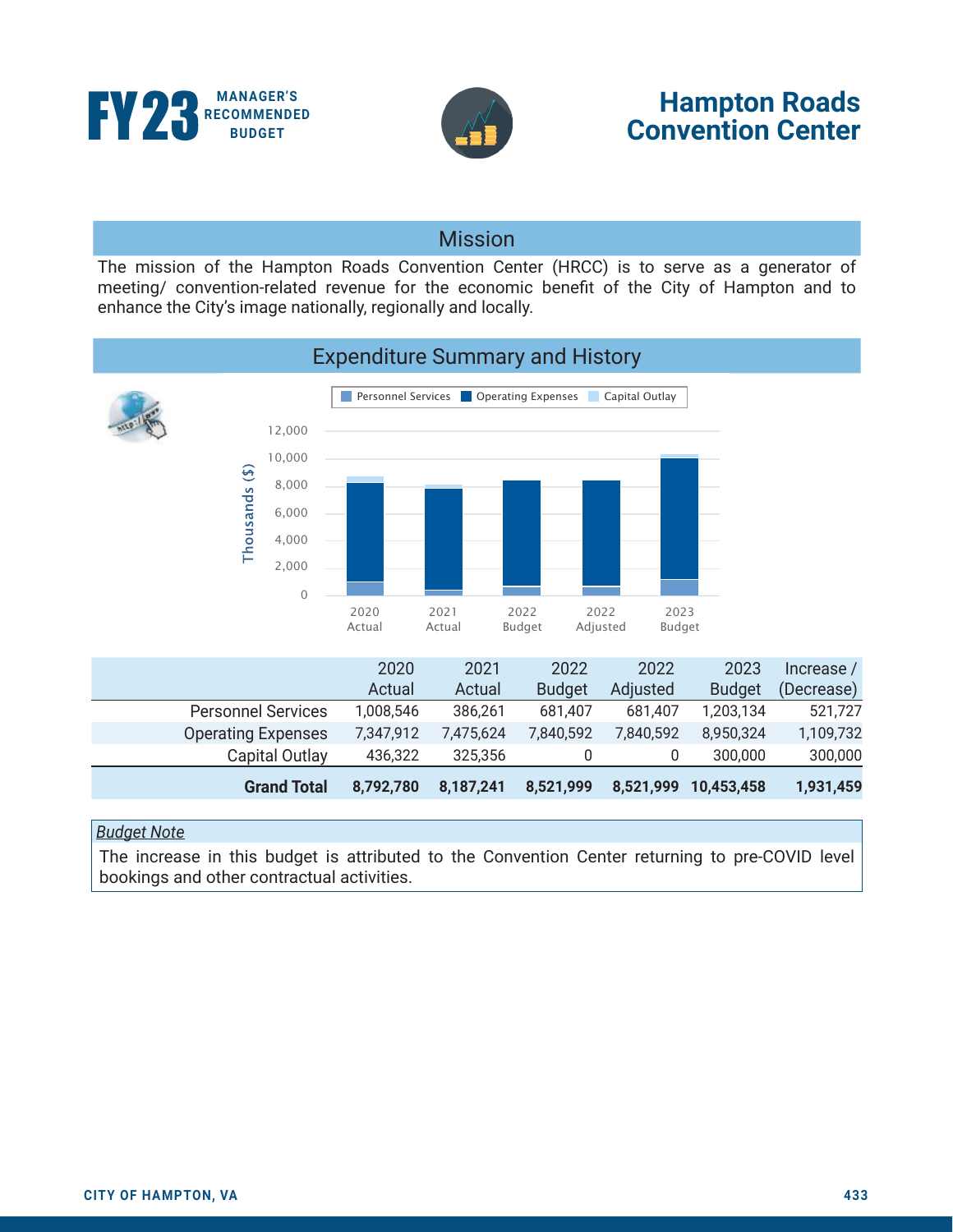FY23 MANAGER'S RECOMMENDED BUDGET

# Hampton Roads Convention Center

## Mission

The mission of the Hampton Roads Convention Center (HRCC) is to serve as a generator of meeting/ convention-related revenue for the economic benefit of the City of Hampton and to enhance the City's image nationally, regionally and locally.

## Expenditure Summary and History

| | 2020 Actual | 2021 Actual | 2022 Budget | 2022 Adjusted | 2023 Budget | Increase / (Decrease) |
|---|---|---|---|---|---|---|
| Personnel Services | 1,008,546 | 386,261 | 681,407 | 681,407 | 1,203,134 | 521,727 |
| Operating Expenses | 7,347,912 | 7,475,624 | 7,840,592 | 7,840,592 | 8,950,324 | 1,109,732 |
| Capital Outlay | 436,322 | 325,356 | 0 | 0 | 300,000 | 300,000 |
| **Grand Total** | **8,792,780** | **8,187,241** | **8,521,999** | **8,521,999** | **10,453,458** | **1,931,459** |

*Budget Note*

The increase in this budget is attributed to the Convention Center returning to pre-COVID level bookings and other contractual activities.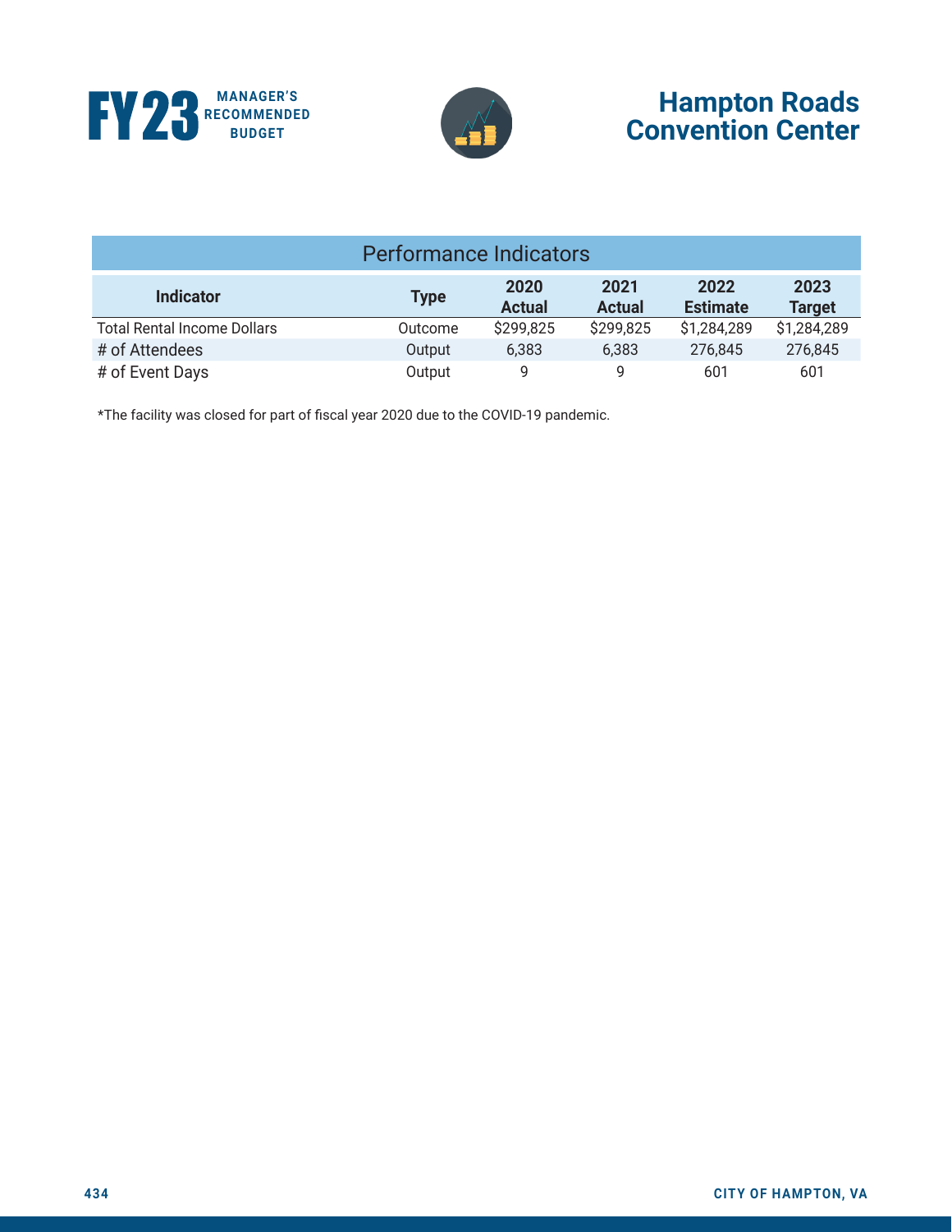# Hampton Roads Convention Center

## Performance Indicators

| Indicator | Type | 2020 Actual | 2021 Actual | 2022 Estimate | 2023 Target |
|---|---|---|---|---|---|
| Total Rental Income Dollars | Outcome | $299,825 | $299,825 | $1,284,289 | $1,284,289 |
| # of Attendees | Output | 6,383 | 6,383 | 276,845 | 276,845 |
| # of Event Days | Output | 9 | 9 | 601 | 601 |

*The facility was closed for part of fiscal year 2020 due to the COVID-19 pandemic.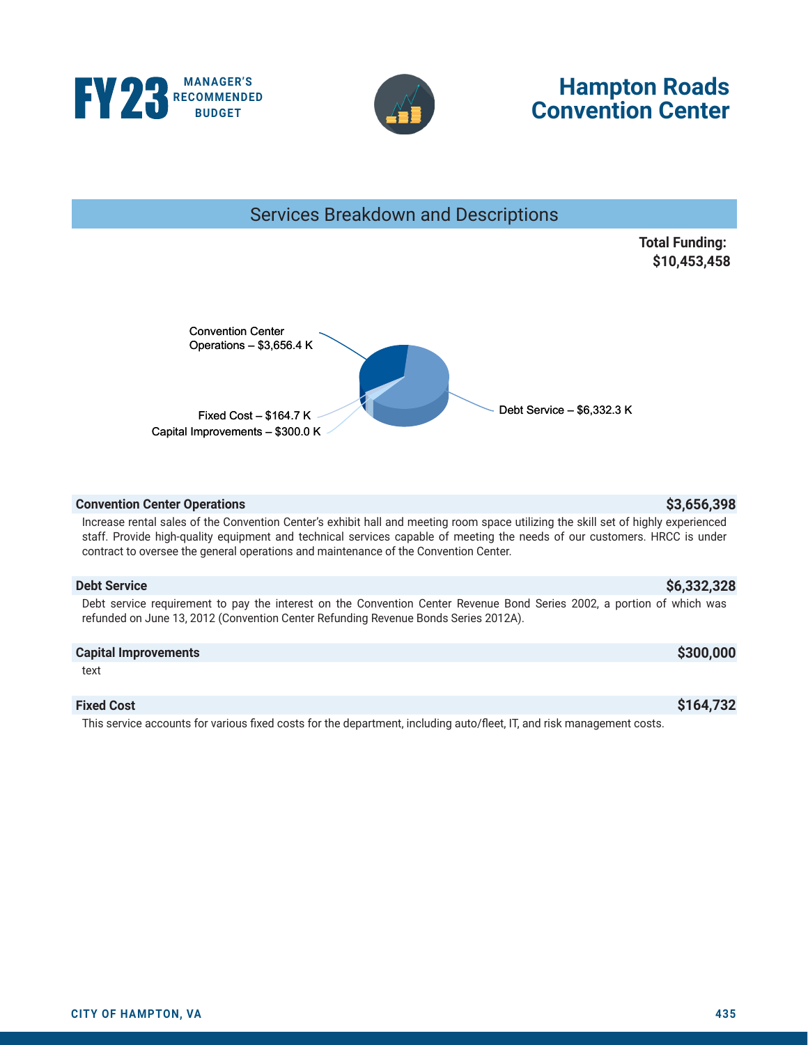# Hampton Roads Convention Center

## Services Breakdown and Descriptions

**Total Funding: $10,453,458**

Convention Center Operations – $3,656.4 K
Fixed Cost – $164.7 K
Capital Improvements – $300.0 K
Debt Service – $6,332.3 K

**Convention Center Operations** **$3,656,398**

Increase rental sales of the Convention Center's exhibit hall and meeting room space utilizing the skill set of highly experienced staff. Provide high-quality equipment and technical services capable of meeting the needs of our customers. HRCC is under contract to oversee the general operations and maintenance of the Convention Center.

**Debt Service** **$6,332,328**

Debt service requirement to pay the interest on the Convention Center Revenue Bond Series 2002, a portion of which was refunded on June 13, 2012 (Convention Center Refunding Revenue Bonds Series 2012A).

**Capital Improvements** **$300,000**

text

**Fixed Cost** **$164,732**

This service accounts for various fixed costs for the department, including auto/fleet, IT, and risk management costs.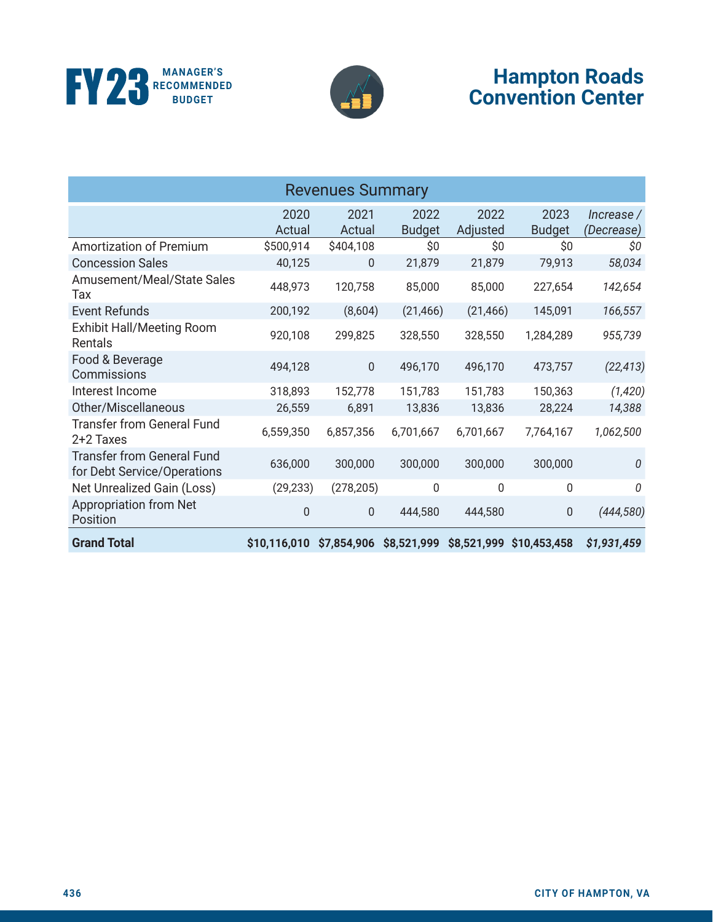# Hampton Roads Convention Center

## Revenues Summary

| | 2020 Actual | 2021 Actual | 2022 Budget | 2022 Adjusted | 2023 Budget | *Increase / (Decrease)* |
|---|---|---|---|---|---|---|
| Amortization of Premium | $500,914 | $404,108 | $0 | $0 | $0 | *$0* |
| Concession Sales | 40,125 | 0 | 21,879 | 21,879 | 79,913 | *58,034* |
| Amusement/Meal/State Sales Tax | 448,973 | 120,758 | 85,000 | 85,000 | 227,654 | *142,654* |
| Event Refunds | 200,192 | (8,604) | (21,466) | (21,466) | 145,091 | *166,557* |
| Exhibit Hall/Meeting Room Rentals | 920,108 | 299,825 | 328,550 | 328,550 | 1,284,289 | *955,739* |
| Food & Beverage Commissions | 494,128 | 0 | 496,170 | 496,170 | 473,757 | *(22,413)* |
| Interest Income | 318,893 | 152,778 | 151,783 | 151,783 | 150,363 | *(1,420)* |
| Other/Miscellaneous | 26,559 | 6,891 | 13,836 | 13,836 | 28,224 | *14,388* |
| Transfer from General Fund 2+2 Taxes | 6,559,350 | 6,857,356 | 6,701,667 | 6,701,667 | 7,764,167 | *1,062,500* |
| Transfer from General Fund for Debt Service/Operations | 636,000 | 300,000 | 300,000 | 300,000 | 300,000 | *0* |
| Net Unrealized Gain (Loss) | (29,233) | (278,205) | 0 | 0 | 0 | *0* |
| Appropriation from Net Position | 0 | 0 | 444,580 | 444,580 | 0 | *(444,580)* |
| **Grand Total** | **$10,116,010** | **$7,854,906** | **$8,521,999** | **$8,521,999** | **$10,453,458** | ***$1,931,459*** |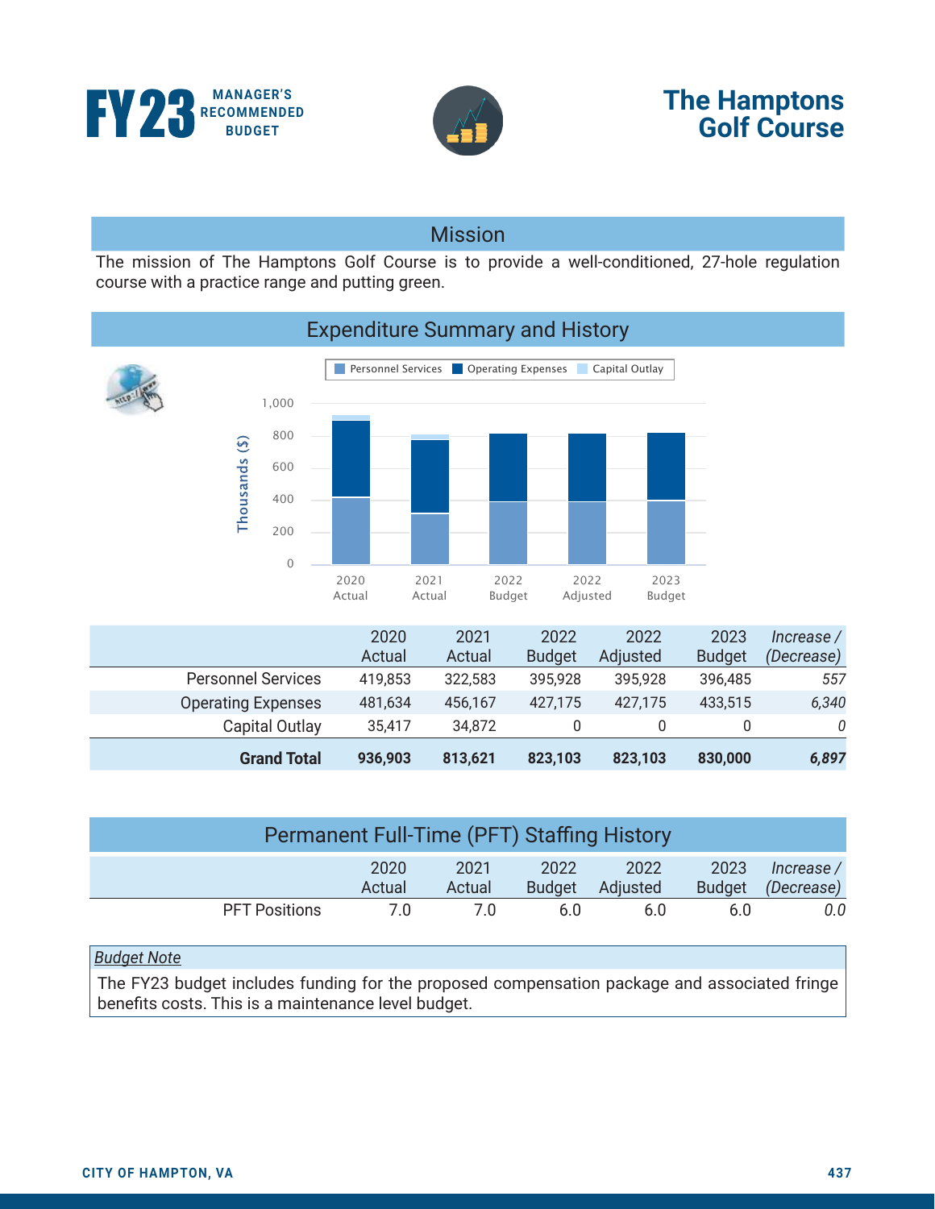# The Hamptons Golf Course

FY23 MANAGER'S RECOMMENDED BUDGET

## Mission

The mission of The Hamptons Golf Course is to provide a well-conditioned, 27-hole regulation course with a practice range and putting green.

## Expenditure Summary and History

| | 2020 Actual | 2021 Actual | 2022 Budget | 2022 Adjusted | 2023 Budget | *Increase / (Decrease)* |
|---|---|---|---|---|---|---|
| Personnel Services | 419,853 | 322,583 | 395,928 | 395,928 | 396,485 | *557* |
| Operating Expenses | 481,634 | 456,167 | 427,175 | 427,175 | 433,515 | *6,340* |
| Capital Outlay | 35,417 | 34,872 | 0 | 0 | 0 | *0* |
| **Grand Total** | **936,903** | **813,621** | **823,103** | **823,103** | **830,000** | ***6,897*** |

## Permanent Full-Time (PFT) Staffing History

| | 2020 Actual | 2021 Actual | 2022 Budget | 2022 Adjusted | 2023 Budget | *Increase / (Decrease)* |
|---|---|---|---|---|---|---|
| PFT Positions | 7.0 | 7.0 | 6.0 | 6.0 | 6.0 | *0.0* |

*Budget Note*

The FY23 budget includes funding for the proposed compensation package and associated fringe benefits costs. This is a maintenance level budget.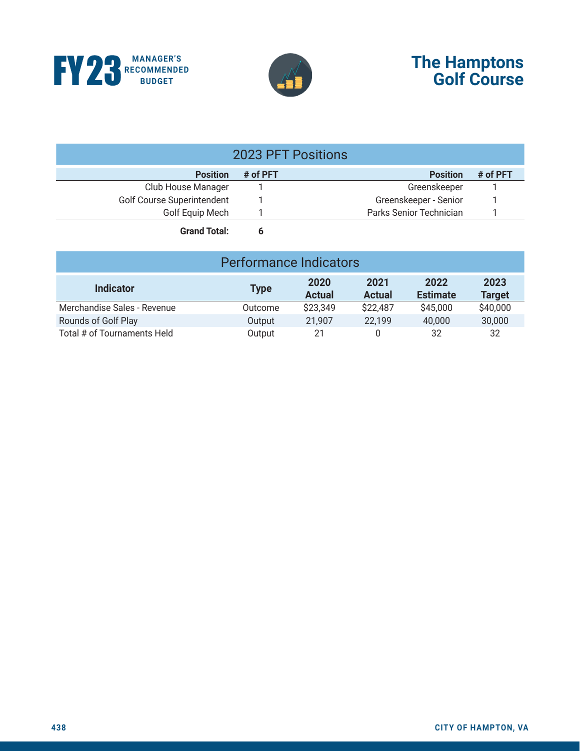# The Hamptons Golf Course

## 2023 PFT Positions

| Position | # of PFT | Position | # of PFT |
|---|---|---|---|
| Club House Manager | 1 | Greenskeeper | 1 |
| Golf Course Superintendent | 1 | Greenskeeper - Senior | 1 |
| Golf Equip Mech | 1 | Parks Senior Technician | 1 |
| **Grand Total:** | **6** | | |

## Performance Indicators

| Indicator | Type | 2020 Actual | 2021 Actual | 2022 Estimate | 2023 Target |
|---|---|---|---|---|---|
| Merchandise Sales - Revenue | Outcome | $23,349 | $22,487 | $45,000 | $40,000 |
| Rounds of Golf Play | Output | 21,907 | 22,199 | 40,000 | 30,000 |
| Total # of Tournaments Held | Output | 21 | 0 | 32 | 32 |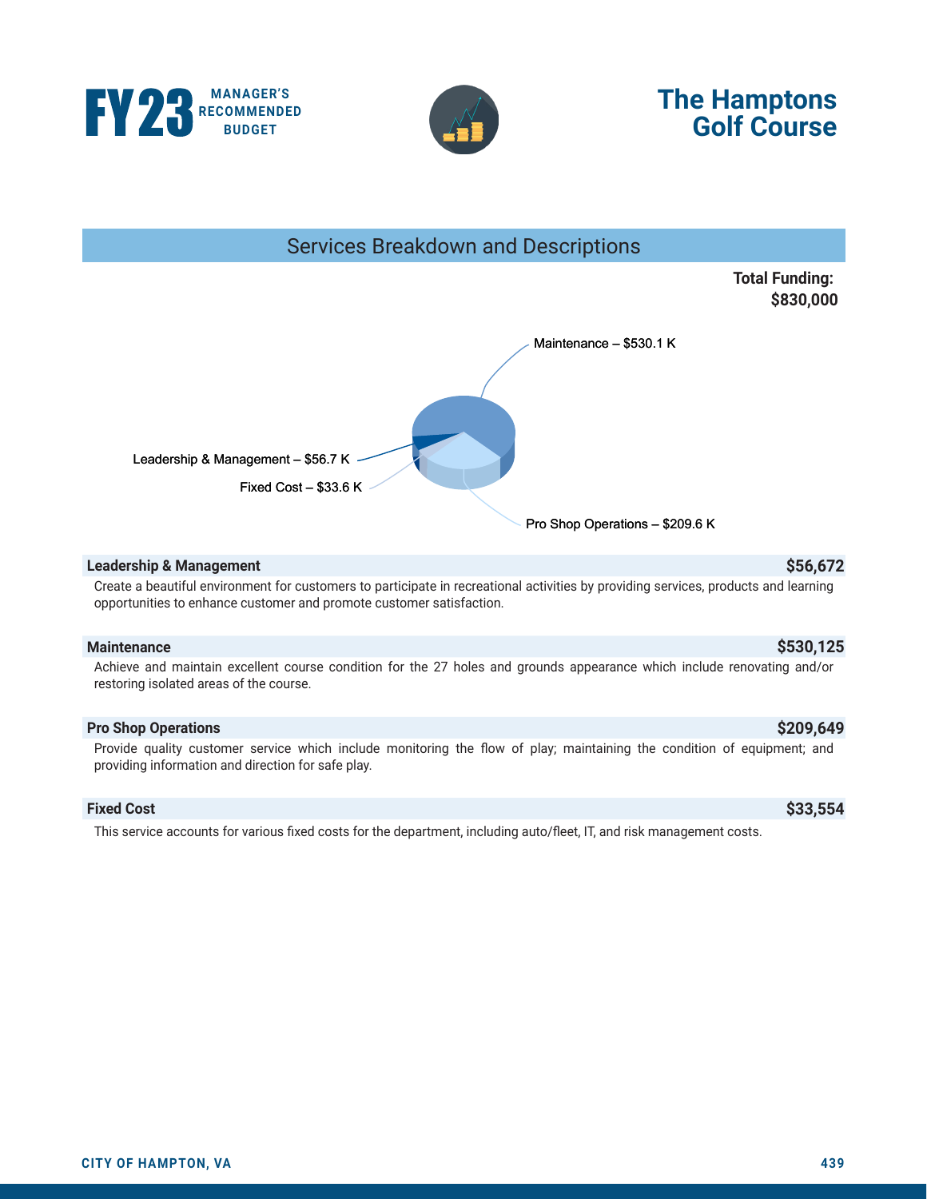# The Hamptons Golf Course

## Services Breakdown and Descriptions

**Total Funding: $830,000**

Maintenance – $530.1 K

Leadership & Management – $56.7 K

Fixed Cost – $33.6 K

Pro Shop Operations – $209.6 K

### Leadership & Management — $56,672

Create a beautiful environment for customers to participate in recreational activities by providing services, products and learning opportunities to enhance customer and promote customer satisfaction.

### Maintenance — $530,125

Achieve and maintain excellent course condition for the 27 holes and grounds appearance which include renovating and/or restoring isolated areas of the course.

### Pro Shop Operations — $209,649

Provide quality customer service which include monitoring the flow of play; maintaining the condition of equipment; and providing information and direction for safe play.

### Fixed Cost — $33,554

This service accounts for various fixed costs for the department, including auto/fleet, IT, and risk management costs.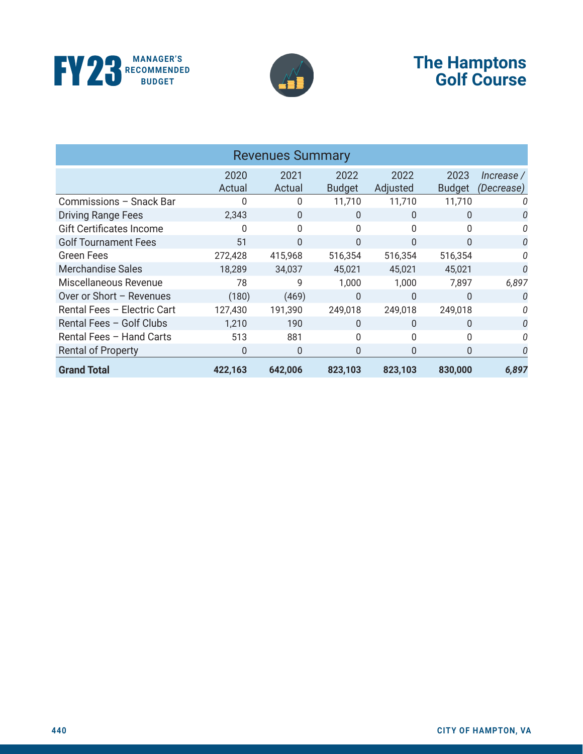# The Hamptons Golf Course

## Revenues Summary

| | 2020 Actual | 2021 Actual | 2022 Budget | 2022 Adjusted | 2023 Budget | *Increase / (Decrease)* |
|---|---|---|---|---|---|---|
| Commissions – Snack Bar | 0 | 0 | 11,710 | 11,710 | 11,710 | *0* |
| Driving Range Fees | 2,343 | 0 | 0 | 0 | 0 | *0* |
| Gift Certificates Income | 0 | 0 | 0 | 0 | 0 | *0* |
| Golf Tournament Fees | 51 | 0 | 0 | 0 | 0 | *0* |
| Green Fees | 272,428 | 415,968 | 516,354 | 516,354 | 516,354 | *0* |
| Merchandise Sales | 18,289 | 34,037 | 45,021 | 45,021 | 45,021 | *0* |
| Miscellaneous Revenue | 78 | 9 | 1,000 | 1,000 | 7,897 | *6,897* |
| Over or Short – Revenues | (180) | (469) | 0 | 0 | 0 | *0* |
| Rental Fees – Electric Cart | 127,430 | 191,390 | 249,018 | 249,018 | 249,018 | *0* |
| Rental Fees – Golf Clubs | 1,210 | 190 | 0 | 0 | 0 | *0* |
| Rental Fees – Hand Carts | 513 | 881 | 0 | 0 | 0 | *0* |
| Rental of Property | 0 | 0 | 0 | 0 | 0 | *0* |
| **Grand Total** | **422,163** | **642,006** | **823,103** | **823,103** | **830,000** | ***6,897*** |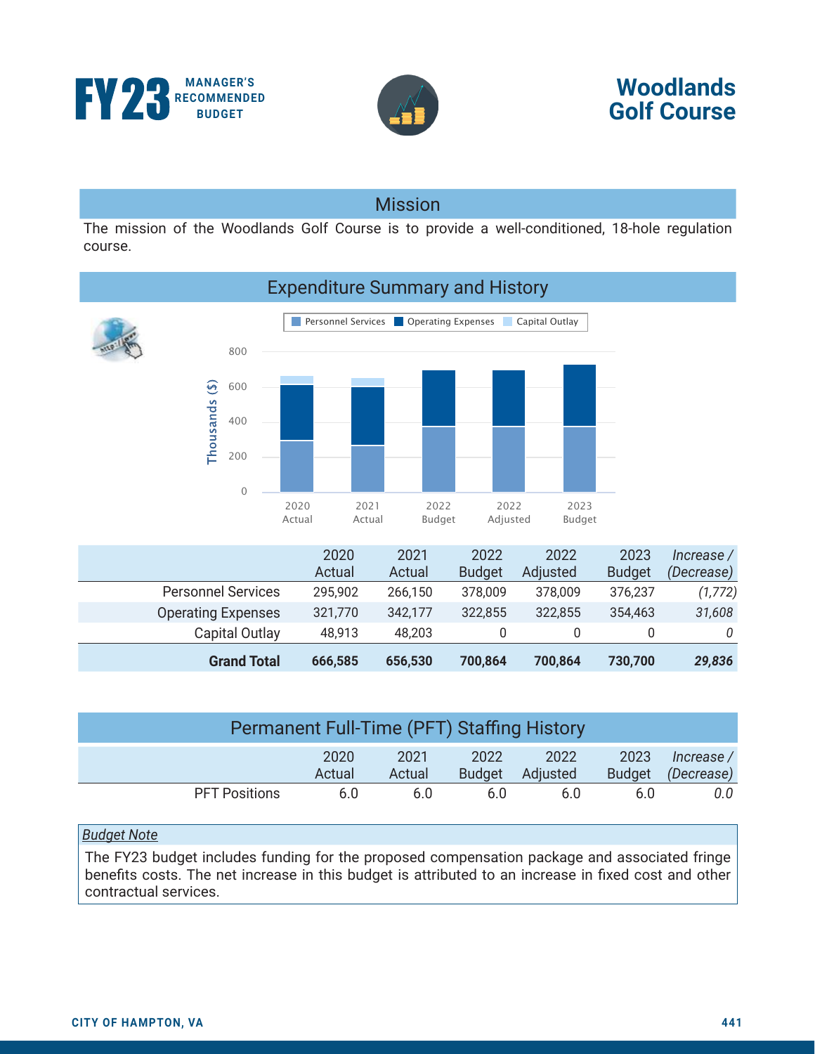FY23 MANAGER'S RECOMMENDED BUDGET

# Woodlands Golf Course

## Mission

The mission of the Woodlands Golf Course is to provide a well-conditioned, 18-hole regulation course.

## Expenditure Summary and History

| | 2020 Actual | 2021 Actual | 2022 Budget | 2022 Adjusted | 2023 Budget | *Increase / (Decrease)* |
|---|---|---|---|---|---|---|
| Personnel Services | 295,902 | 266,150 | 378,009 | 378,009 | 376,237 | *(1,772)* |
| Operating Expenses | 321,770 | 342,177 | 322,855 | 322,855 | 354,463 | *31,608* |
| Capital Outlay | 48,913 | 48,203 | 0 | 0 | 0 | *0* |
| **Grand Total** | **666,585** | **656,530** | **700,864** | **700,864** | **730,700** | ***29,836*** |

## Permanent Full-Time (PFT) Staffing History

| | 2020 Actual | 2021 Actual | 2022 Budget | 2022 Adjusted | 2023 Budget | *Increase / (Decrease)* |
|---|---|---|---|---|---|---|
| PFT Positions | 6.0 | 6.0 | 6.0 | 6.0 | 6.0 | *0.0* |

*Budget Note*

The FY23 budget includes funding for the proposed compensation package and associated fringe benefits costs. The net increase in this budget is attributed to an increase in fixed cost and other contractual services.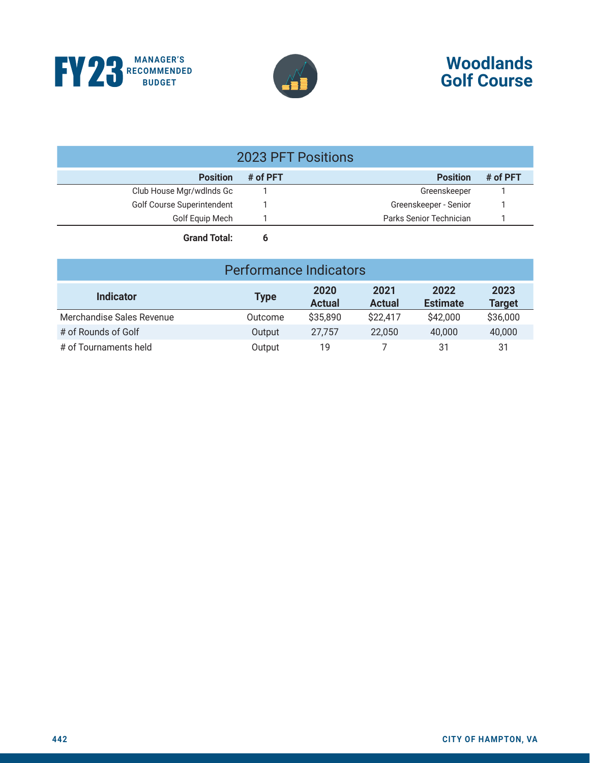# Woodlands Golf Course

## 2023 PFT Positions

| Position | # of PFT | Position | # of PFT |
|---|---|---|---|
| Club House Mgr/wdlnds Gc | 1 | Greenskeeper | 1 |
| Golf Course Superintendent | 1 | Greenskeeper - Senior | 1 |
| Golf Equip Mech | 1 | Parks Senior Technician | 1 |
| **Grand Total:** | **6** | | |

## Performance Indicators

| Indicator | Type | 2020 Actual | 2021 Actual | 2022 Estimate | 2023 Target |
|---|---|---|---|---|---|
| Merchandise Sales Revenue | Outcome | $35,890 | $22,417 | $42,000 | $36,000 |
| # of Rounds of Golf | Output | 27,757 | 22,050 | 40,000 | 40,000 |
| # of Tournaments held | Output | 19 | 7 | 31 | 31 |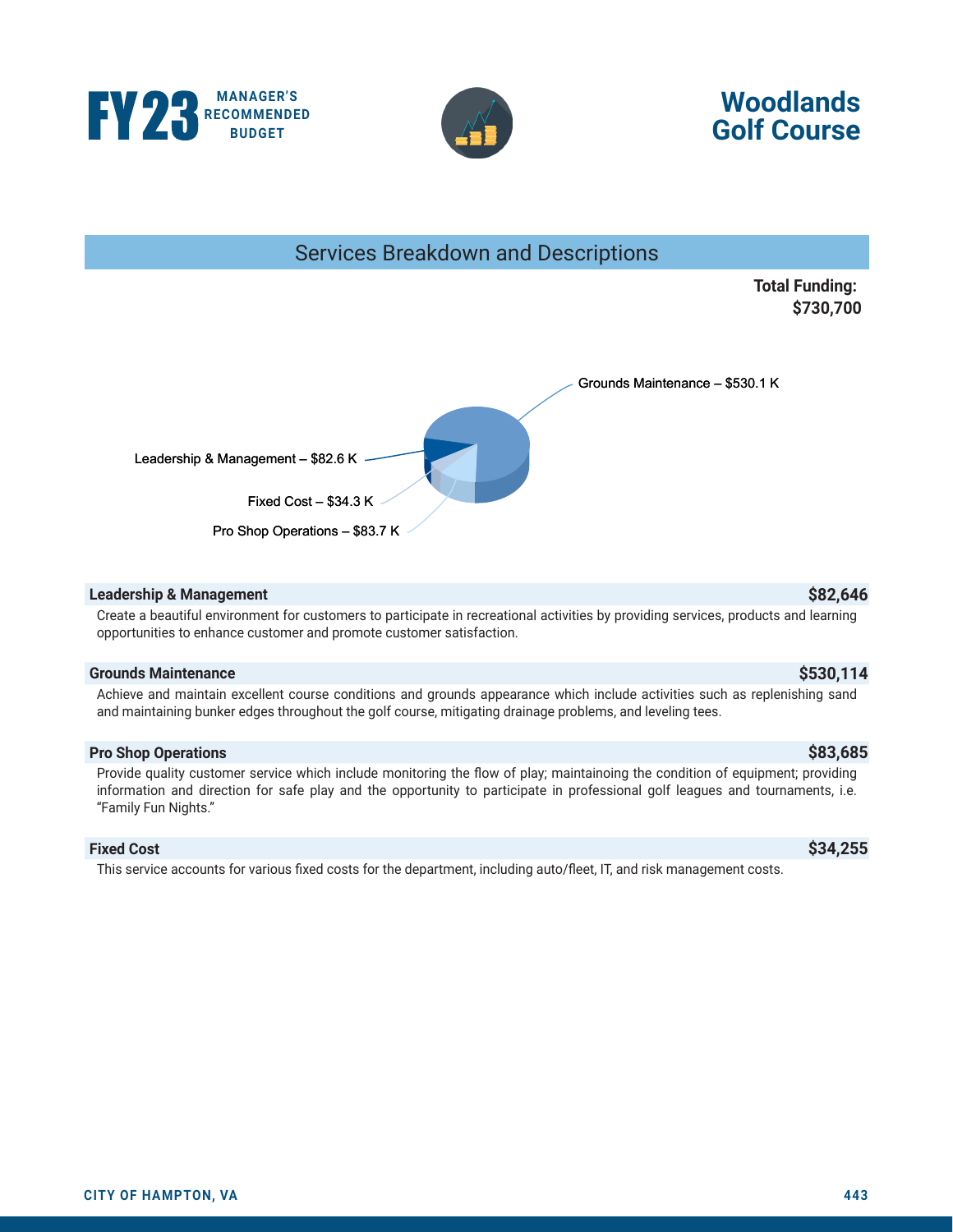# FY23 MANAGER'S RECOMMENDED BUDGET

# Woodlands Golf Course

## Services Breakdown and Descriptions

**Total Funding: $730,700**

Grounds Maintenance – $530.1 K

Leadership & Management – $82.6 K

Fixed Cost – $34.3 K

Pro Shop Operations – $83.7 K

### Leadership & Management — $82,646

Create a beautiful environment for customers to participate in recreational activities by providing services, products and learning opportunities to enhance customer and promote customer satisfaction.

### Grounds Maintenance — $530,114

Achieve and maintain excellent course conditions and grounds appearance which include activities such as replenishing sand and maintaining bunker edges throughout the golf course, mitigating drainage problems, and leveling tees.

### Pro Shop Operations — $83,685

Provide quality customer service which include monitoring the flow of play; maintainoing the condition of equipment; providing information and direction for safe play and the opportunity to participate in professional golf leagues and tournaments, i.e. "Family Fun Nights."

### Fixed Cost — $34,255

This service accounts for various fixed costs for the department, including auto/fleet, IT, and risk management costs.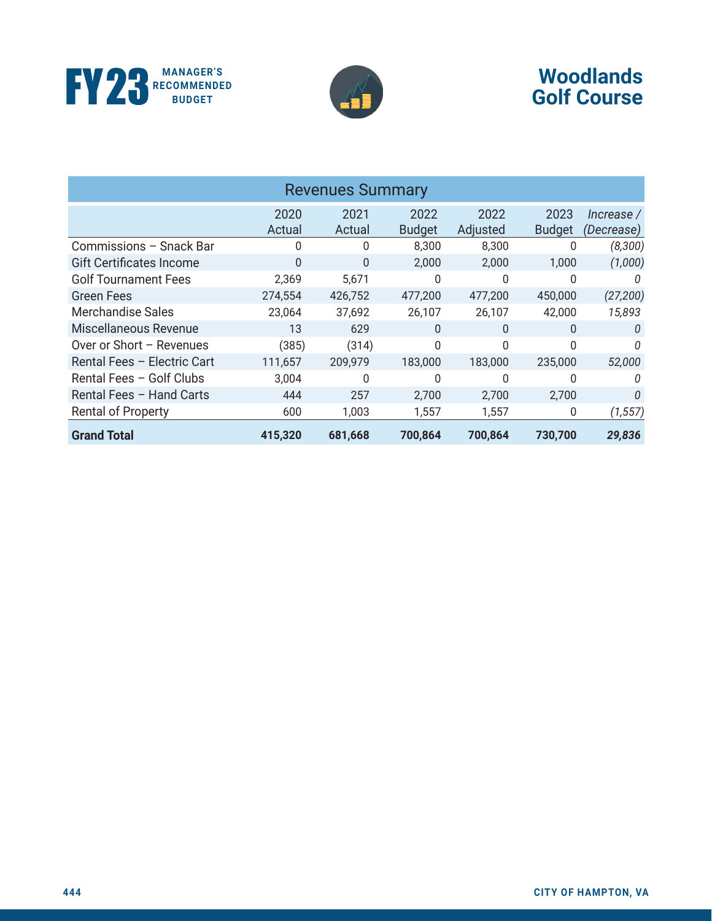# Woodlands Golf Course

## Revenues Summary

| | 2020 Actual | 2021 Actual | 2022 Budget | 2022 Adjusted | 2023 Budget | *Increase / (Decrease)* |
|---|---|---|---|---|---|---|
| Commissions – Snack Bar | 0 | 0 | 8,300 | 8,300 | 0 | *(8,300)* |
| Gift Certificates Income | 0 | 0 | 2,000 | 2,000 | 1,000 | *(1,000)* |
| Golf Tournament Fees | 2,369 | 5,671 | 0 | 0 | 0 | *0* |
| Green Fees | 274,554 | 426,752 | 477,200 | 477,200 | 450,000 | *(27,200)* |
| Merchandise Sales | 23,064 | 37,692 | 26,107 | 26,107 | 42,000 | *15,893* |
| Miscellaneous Revenue | 13 | 629 | 0 | 0 | 0 | *0* |
| Over or Short – Revenues | (385) | (314) | 0 | 0 | 0 | *0* |
| Rental Fees – Electric Cart | 111,657 | 209,979 | 183,000 | 183,000 | 235,000 | *52,000* |
| Rental Fees – Golf Clubs | 3,004 | 0 | 0 | 0 | 0 | *0* |
| Rental Fees – Hand Carts | 444 | 257 | 2,700 | 2,700 | 2,700 | *0* |
| Rental of Property | 600 | 1,003 | 1,557 | 1,557 | 0 | *(1,557)* |
| **Grand Total** | **415,320** | **681,668** | **700,864** | **700,864** | **730,700** | ***29,836*** |